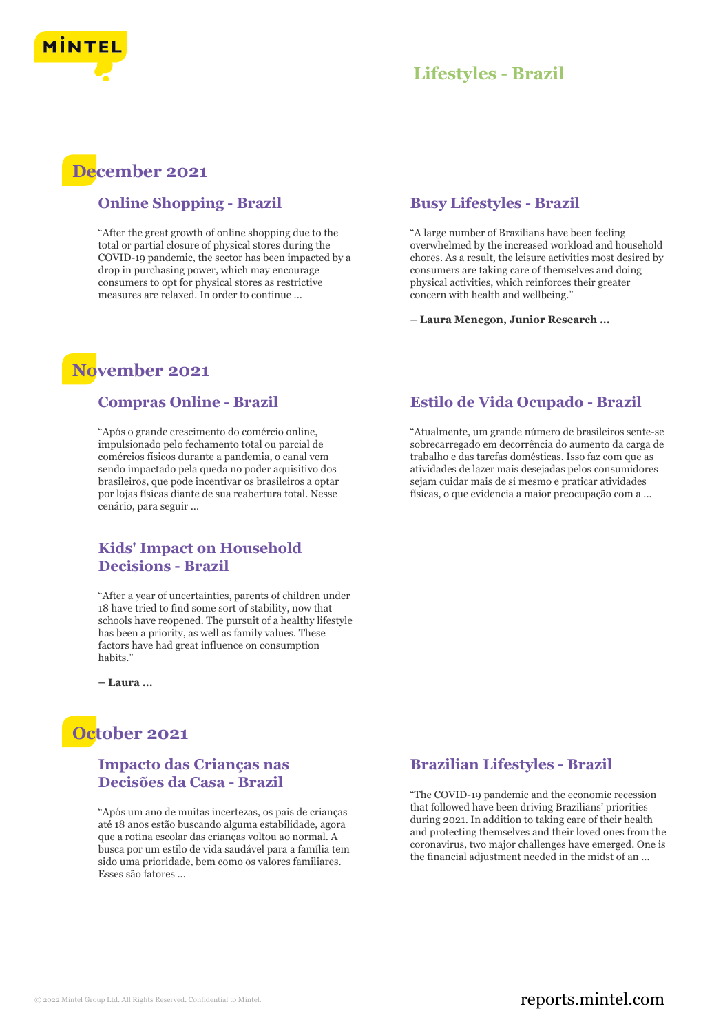# Lifestyles - Brazil

## December 2021

### Online Shopping - Brazil

"After the great growth of online shopping due to the total or partial closure of physical stores during the COVID-19 pandemic, the sector has been impacted by a drop in purchasing power, which may encourage consumers to opt for physical stores as restrictive measures are relaxed. In order to continue ...

### Busy Lifestyles - Brazil

"A large number of Brazilians have been feeling overwhelmed by the increased workload and household chores. As a result, the leisure activities most desired by consumers are taking care of themselves and doing physical activities, which reinforces their greater concern with health and wellbeing."

**– Laura Menegon, Junior Research ...**

## November 2021

### Compras Online - Brazil

"Após o grande crescimento do comércio online, impulsionado pelo fechamento total ou parcial de comércios físicos durante a pandemia, o canal vem sendo impactado pela queda no poder aquisitivo dos brasileiros, que pode incentivar os brasileiros a optar por lojas físicas diante de sua reabertura total. Nesse cenário, para seguir ...

### Estilo de Vida Ocupado - Brazil

"Atualmente, um grande número de brasileiros sente-se sobrecarregado em decorrência do aumento da carga de trabalho e das tarefas domésticas. Isso faz com que as atividades de lazer mais desejadas pelos consumidores sejam cuidar mais de si mesmo e praticar atividades físicas, o que evidencia a maior preocupação com a ...

### Kids' Impact on Household Decisions - Brazil

"After a year of uncertainties, parents of children under 18 have tried to find some sort of stability, now that schools have reopened. The pursuit of a healthy lifestyle has been a priority, as well as family values. These factors have had great influence on consumption habits."

**– Laura ...**

## October 2021

### Impacto das Crianças nas Decisões da Casa - Brazil

"Após um ano de muitas incertezas, os pais de crianças até 18 anos estão buscando alguma estabilidade, agora que a rotina escolar das crianças voltou ao normal. A busca por um estilo de vida saudável para a família tem sido uma prioridade, bem como os valores familiares. Esses são fatores ...

### Brazilian Lifestyles - Brazil

"The COVID-19 pandemic and the economic recession that followed have been driving Brazilians' priorities during 2021. In addition to taking care of their health and protecting themselves and their loved ones from the coronavirus, two major challenges have emerged. One is the financial adjustment needed in the midst of an ...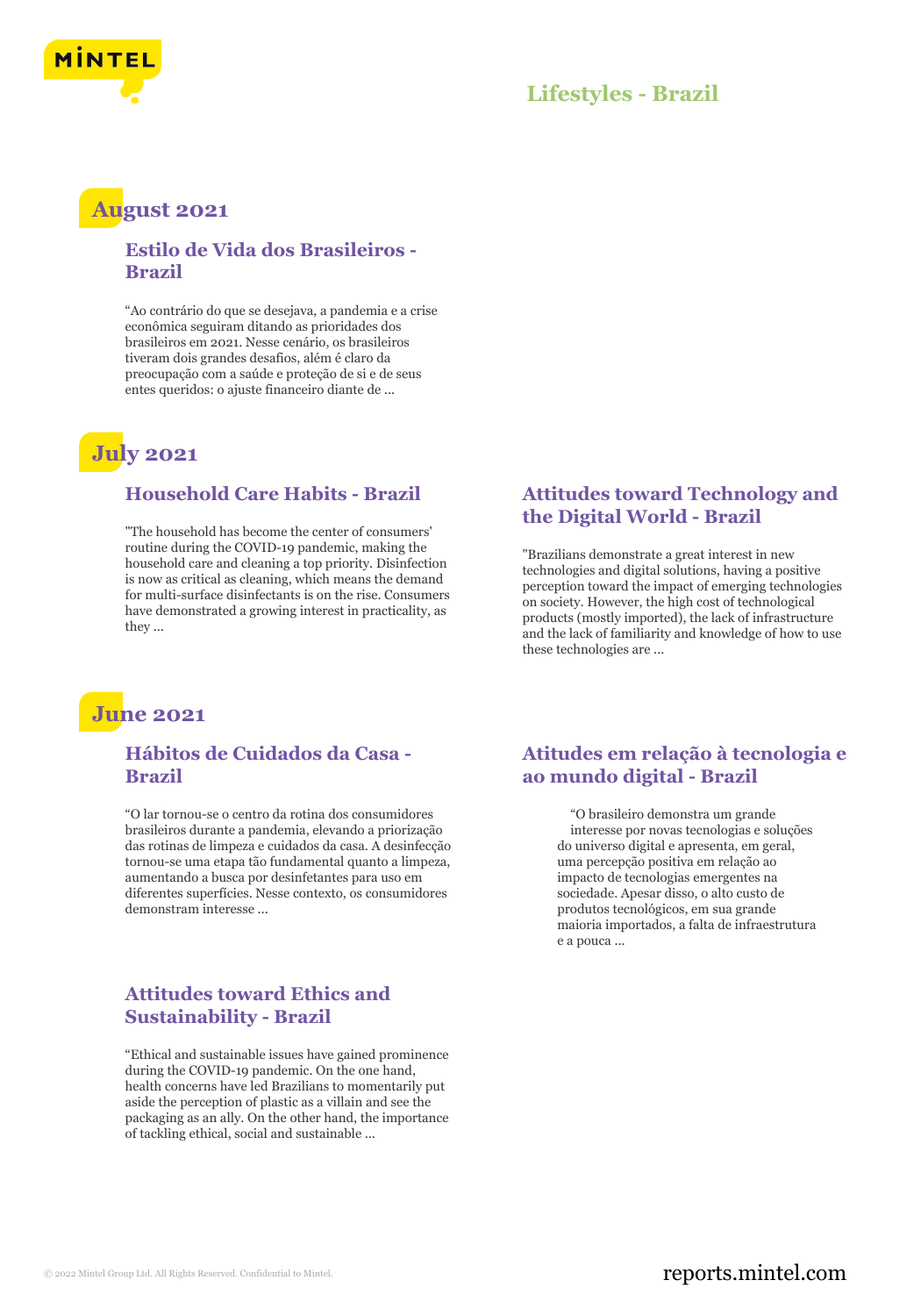## August 2021

### Estilo de Vida dos Brasileiros - Brazil

“Ao contrário do que se desejava, a pandemia e a crise econômica seguiram ditando as prioridades dos brasileiros em 2021. Nesse cenário, os brasileiros tiveram dois grandes desafios, além é claro da preocupação com a saúde e proteção de si e de seus entes queridos: o ajuste financeiro diante de ...

## July 2021

### Household Care Habits - Brazil

"The household has become the center of consumers' routine during the COVID-19 pandemic, making the household care and cleaning a top priority. Disinfection is now as critical as cleaning, which means the demand for multi-surface disinfectants is on the rise. Consumers have demonstrated a growing interest in practicality, as they ...

### Attitudes toward Technology and the Digital World - Brazil

"Brazilians demonstrate a great interest in new technologies and digital solutions, having a positive perception toward the impact of emerging technologies on society. However, the high cost of technological products (mostly imported), the lack of infrastructure and the lack of familiarity and knowledge of how to use these technologies are ...

## June 2021

### Hábitos de Cuidados da Casa - Brazil

“O lar tornou-se o centro da rotina dos consumidores brasileiros durante a pandemia, elevando a priorização das rotinas de limpeza e cuidados da casa. A desinfecção tornou-se uma etapa tão fundamental quanto a limpeza, aumentando a busca por desinfetantes para uso em diferentes superfícies. Nesse contexto, os consumidores demonstram interesse ...

### Atitudes em relação à tecnologia e ao mundo digital - Brazil

“O brasileiro demonstra um grande interesse por novas tecnologias e soluções do universo digital e apresenta, em geral, uma percepção positiva em relação ao impacto de tecnologias emergentes na sociedade. Apesar disso, o alto custo de produtos tecnológicos, em sua grande maioria importados, a falta de infraestrutura e a pouca ...

### Attitudes toward Ethics and Sustainability - Brazil

“Ethical and sustainable issues have gained prominence during the COVID-19 pandemic. On the one hand, health concerns have led Brazilians to momentarily put aside the perception of plastic as a villain and see the packaging as an ally. On the other hand, the importance of tackling ethical, social and sustainable ...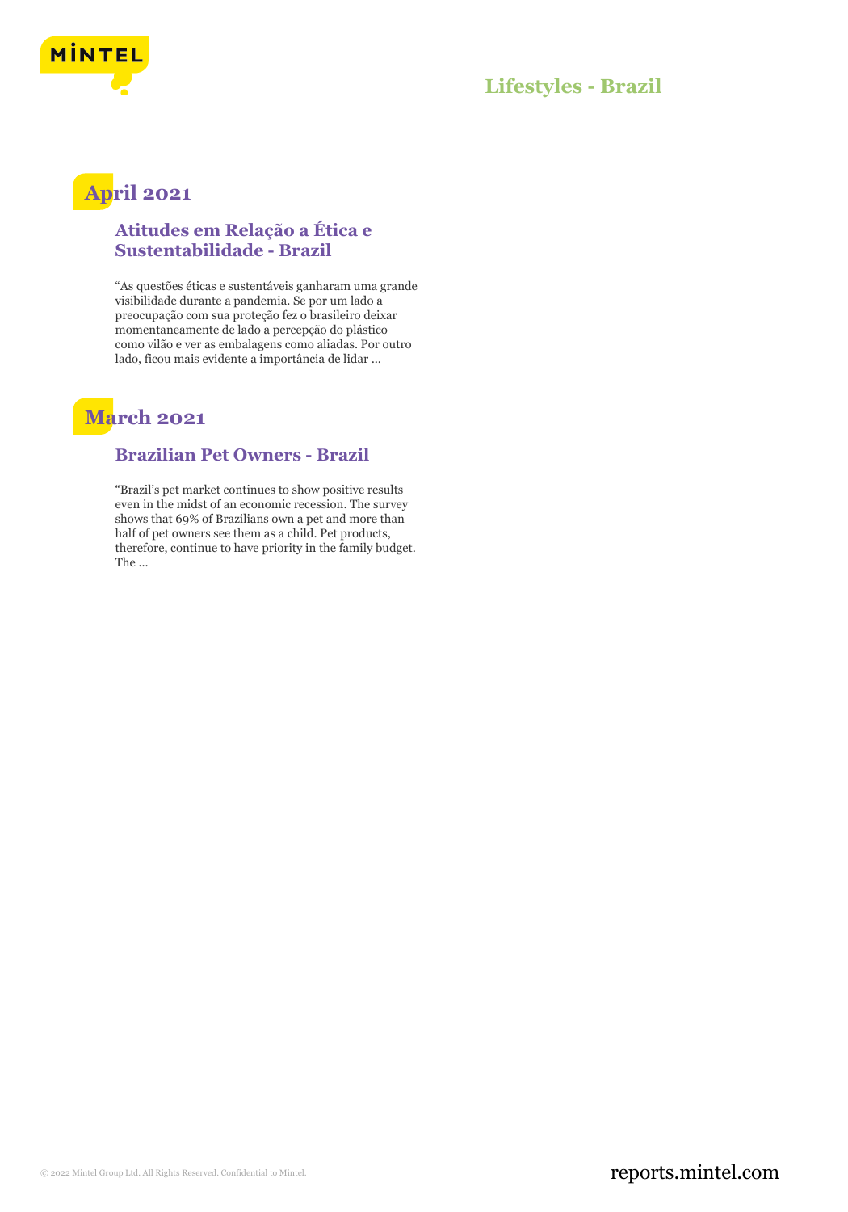## April 2021

### Atitudes em Relação a Ética e Sustentabilidade - Brazil

"As questões éticas e sustentáveis ganharam uma grande visibilidade durante a pandemia. Se por um lado a preocupação com sua proteção fez o brasileiro deixar momentaneamente de lado a percepção do plástico como vilão e ver as embalagens como aliadas. Por outro lado, ficou mais evidente a importância de lidar ...

## March 2021

### Brazilian Pet Owners - Brazil

"Brazil's pet market continues to show positive results even in the midst of an economic recession. The survey shows that 69% of Brazilians own a pet and more than half of pet owners see them as a child. Pet products, therefore, continue to have priority in the family budget. The ...